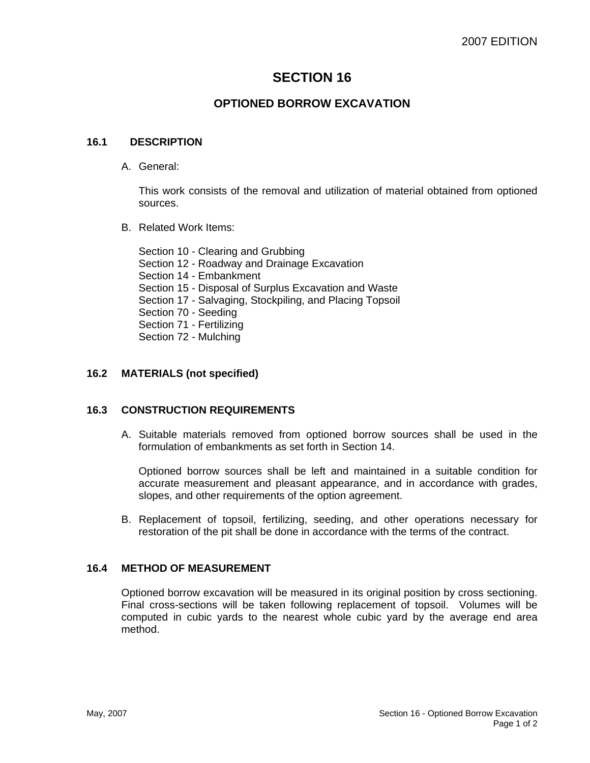# SECTION 16

## OPTIONED BORROW EXCAVATION

### 16.1 DESCRIPTION

A. General:

This work consists of the removal and utilization of material obtained from optioned sources.

B. Related Work Items:

Section 10 - Clearing and Grubbing
Section 12 - Roadway and Drainage Excavation
Section 14 - Embankment
Section 15 - Disposal of Surplus Excavation and Waste
Section 17 - Salvaging, Stockpiling, and Placing Topsoil
Section 70 - Seeding
Section 71 - Fertilizing
Section 72 - Mulching

### 16.2 MATERIALS (not specified)

### 16.3 CONSTRUCTION REQUIREMENTS

A. Suitable materials removed from optioned borrow sources shall be used in the formulation of embankments as set forth in Section 14.

Optioned borrow sources shall be left and maintained in a suitable condition for accurate measurement and pleasant appearance, and in accordance with grades, slopes, and other requirements of the option agreement.

B. Replacement of topsoil, fertilizing, seeding, and other operations necessary for restoration of the pit shall be done in accordance with the terms of the contract.

### 16.4 METHOD OF MEASUREMENT

Optioned borrow excavation will be measured in its original position by cross sectioning. Final cross-sections will be taken following replacement of topsoil. Volumes will be computed in cubic yards to the nearest whole cubic yard by the average end area method.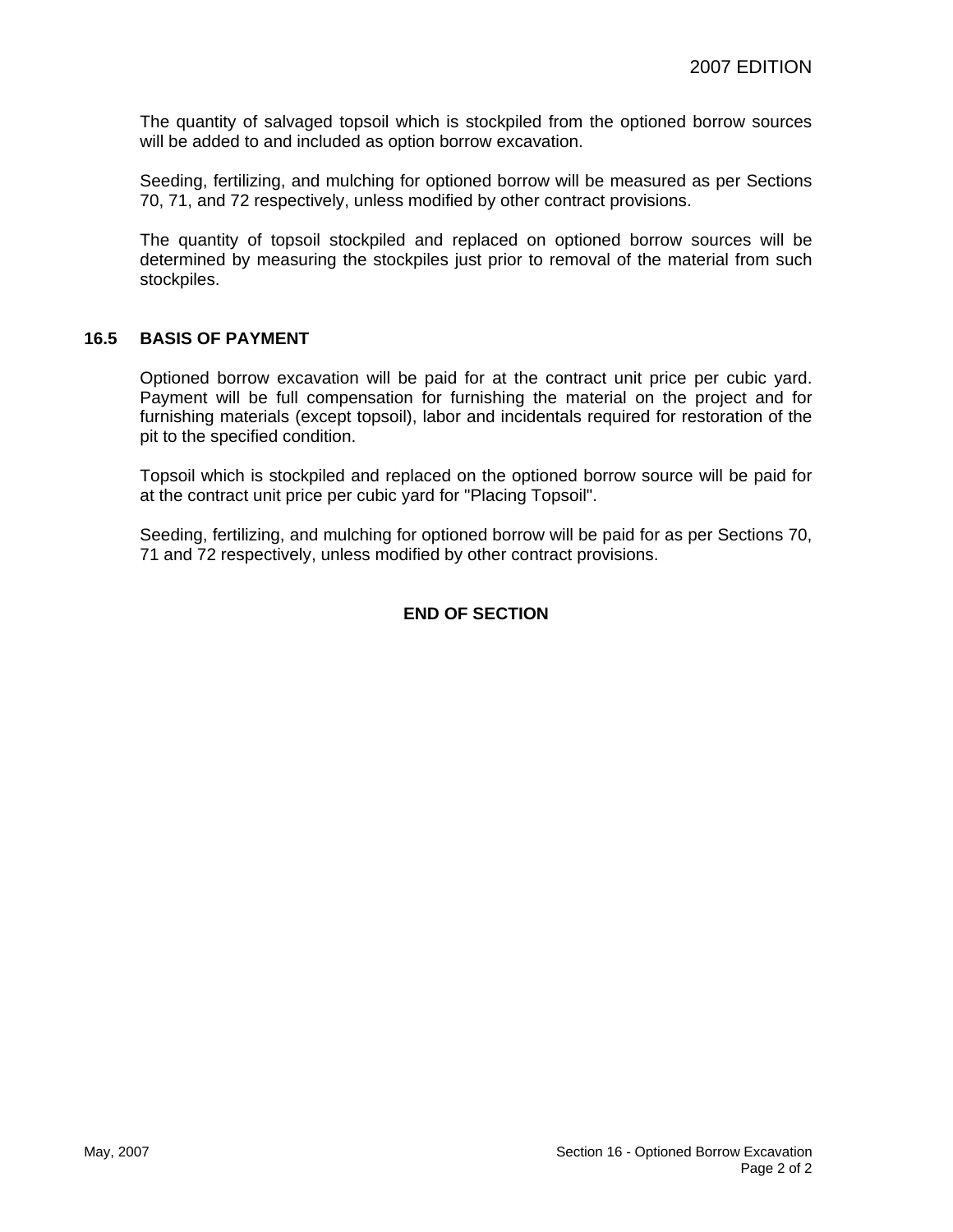The quantity of salvaged topsoil which is stockpiled from the optioned borrow sources will be added to and included as option borrow excavation.

Seeding, fertilizing, and mulching for optioned borrow will be measured as per Sections 70, 71, and 72 respectively, unless modified by other contract provisions.

The quantity of topsoil stockpiled and replaced on optioned borrow sources will be determined by measuring the stockpiles just prior to removal of the material from such stockpiles.

## 16.5 BASIS OF PAYMENT

Optioned borrow excavation will be paid for at the contract unit price per cubic yard. Payment will be full compensation for furnishing the material on the project and for furnishing materials (except topsoil), labor and incidentals required for restoration of the pit to the specified condition.

Topsoil which is stockpiled and replaced on the optioned borrow source will be paid for at the contract unit price per cubic yard for "Placing Topsoil".

Seeding, fertilizing, and mulching for optioned borrow will be paid for as per Sections 70, 71 and 72 respectively, unless modified by other contract provisions.

**END OF SECTION**